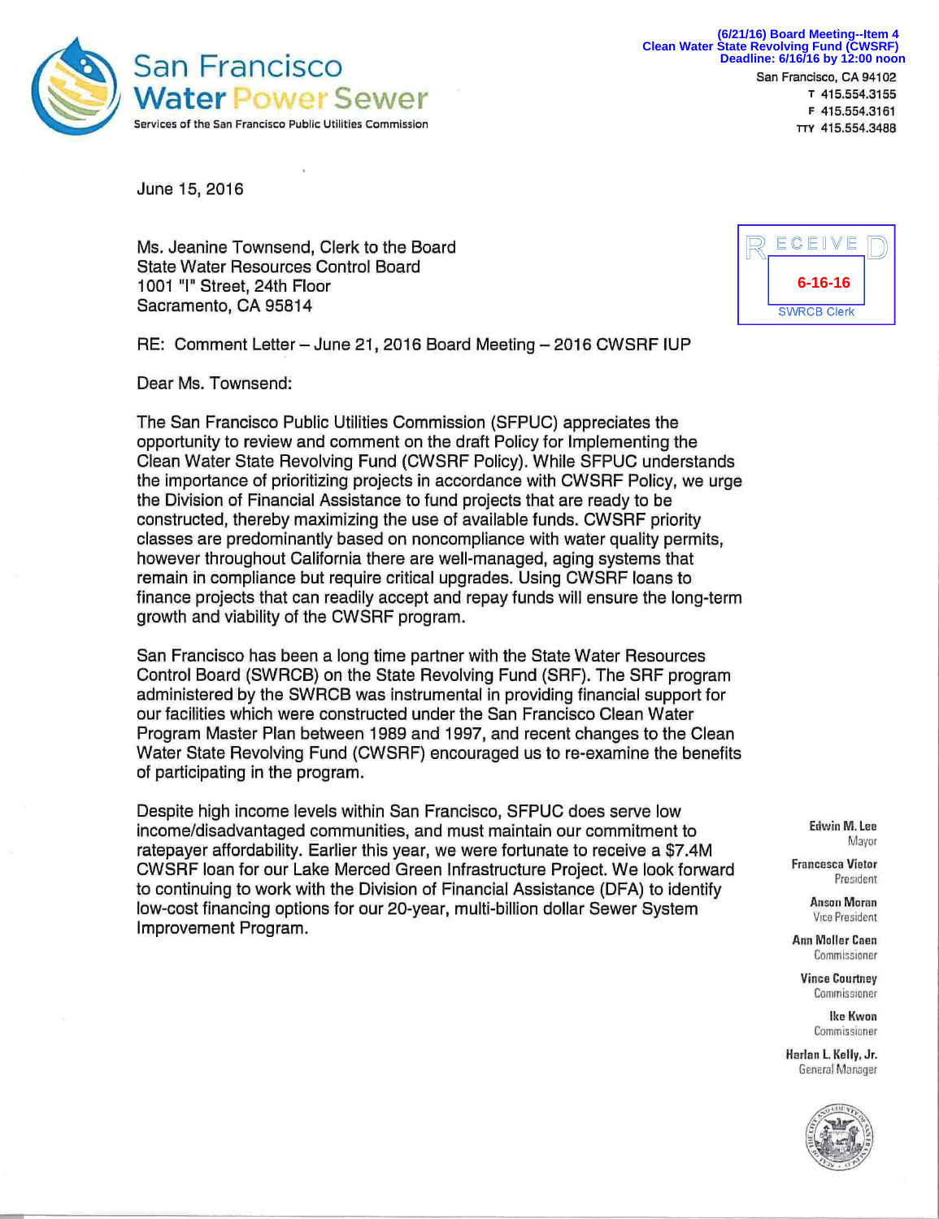(6/21/16) Board Meeting--Item 4
Clean Water State Revolving Fund (CWSRF)
Deadline: 6/16/16 by 12:00 noon

San Francisco Water Power Sewer
Services of the San Francisco Public Utilities Commission

San Francisco, CA 94102
T 415.554.3155
F 415.554.3161
TTY 415.554.3488

RECEIVED
6-16-16
SWRCB Clerk

June 15, 2016

Ms. Jeanine Townsend, Clerk to the Board
State Water Resources Control Board
1001 "I" Street, 24th Floor
Sacramento, CA 95814

RE: Comment Letter – June 21, 2016 Board Meeting – 2016 CWSRF IUP

Dear Ms. Townsend:

The San Francisco Public Utilities Commission (SFPUC) appreciates the opportunity to review and comment on the draft Policy for Implementing the Clean Water State Revolving Fund (CWSRF Policy). While SFPUC understands the importance of prioritizing projects in accordance with CWSRF Policy, we urge the Division of Financial Assistance to fund projects that are ready to be constructed, thereby maximizing the use of available funds. CWSRF priority classes are predominantly based on noncompliance with water quality permits, however throughout California there are well-managed, aging systems that remain in compliance but require critical upgrades. Using CWSRF loans to finance projects that can readily accept and repay funds will ensure the long-term growth and viability of the CWSRF program.

San Francisco has been a long time partner with the State Water Resources Control Board (SWRCB) on the State Revolving Fund (SRF). The SRF program administered by the SWRCB was instrumental in providing financial support for our facilities which were constructed under the San Francisco Clean Water Program Master Plan between 1989 and 1997, and recent changes to the Clean Water State Revolving Fund (CWSRF) encouraged us to re-examine the benefits of participating in the program.

Despite high income levels within San Francisco, SFPUC does serve low income/disadvantaged communities, and must maintain our commitment to ratepayer affordability. Earlier this year, we were fortunate to receive a $7.4M CWSRF loan for our Lake Merced Green Infrastructure Project. We look forward to continuing to work with the Division of Financial Assistance (DFA) to identify low-cost financing options for our 20-year, multi-billion dollar Sewer System Improvement Program.

**Edwin M. Lee**
Mayor

**Francesca Vietor**
President

**Anson Moran**
Vice President

**Ann Moller Caen**
Commissioner

**Vince Courtney**
Commissioner

**Ike Kwon**
Commissioner

**Harlan L. Kelly, Jr.**
General Manager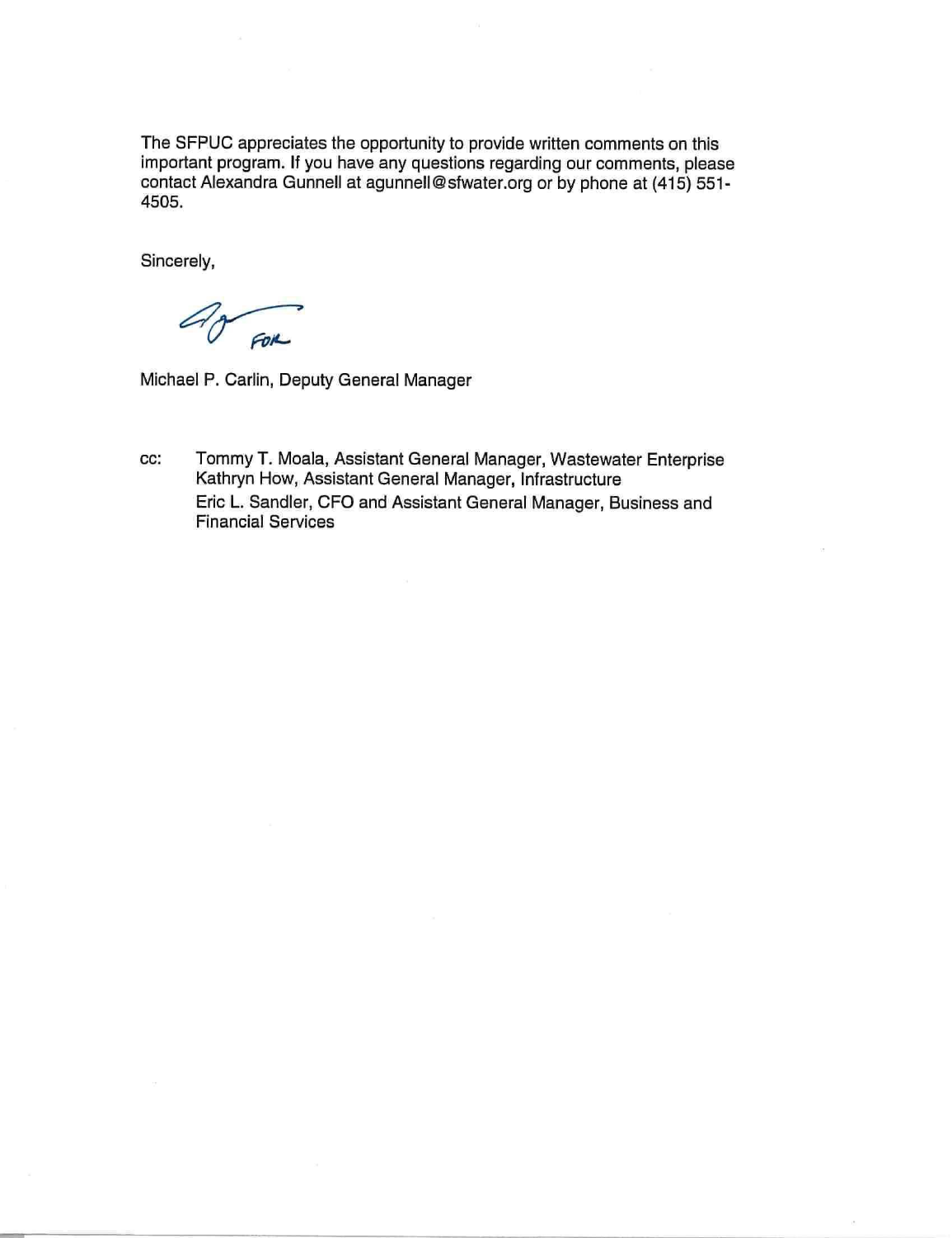The SFPUC appreciates the opportunity to provide written comments on this important program. If you have any questions regarding our comments, please contact Alexandra Gunnell at agunnell@sfwater.org or by phone at (415) 551-4505.

Sincerely,

FOR

Michael P. Carlin, Deputy General Manager

cc: Tommy T. Moala, Assistant General Manager, Wastewater Enterprise
Kathryn How, Assistant General Manager, Infrastructure
Eric L. Sandler, CFO and Assistant General Manager, Business and Financial Services